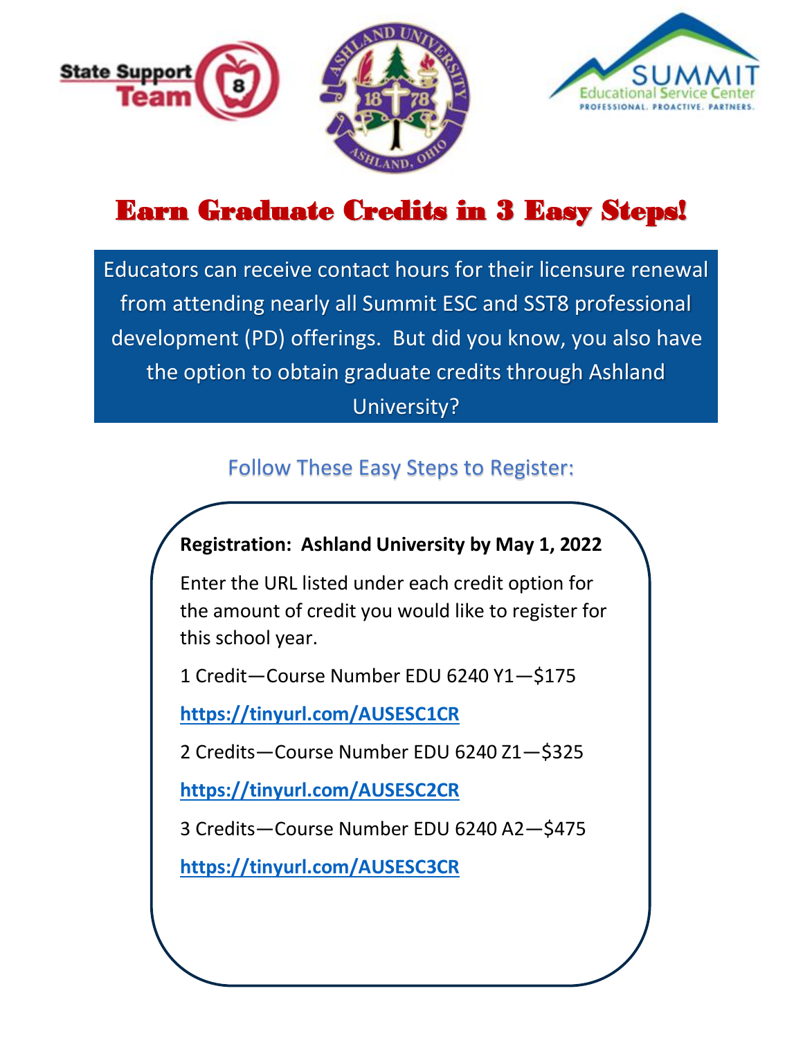# Earn Graduate Credits in 3 Easy Steps!

Educators can receive contact hours for their licensure renewal from attending nearly all Summit ESC and SST8 professional development (PD) offerings. But did you know, you also have the option to obtain graduate credits through Ashland University?

## Follow These Easy Steps to Register:

**Registration: Ashland University by May 1, 2022**

Enter the URL listed under each credit option for the amount of credit you would like to register for this school year.

1 Credit—Course Number EDU 6240 Y1—$175

**https://tinyurl.com/AUSESC1CR**

2 Credits—Course Number EDU 6240 Z1—$325

**https://tinyurl.com/AUSESC2CR**

3 Credits—Course Number EDU 6240 A2—$475

**https://tinyurl.com/AUSESC3CR**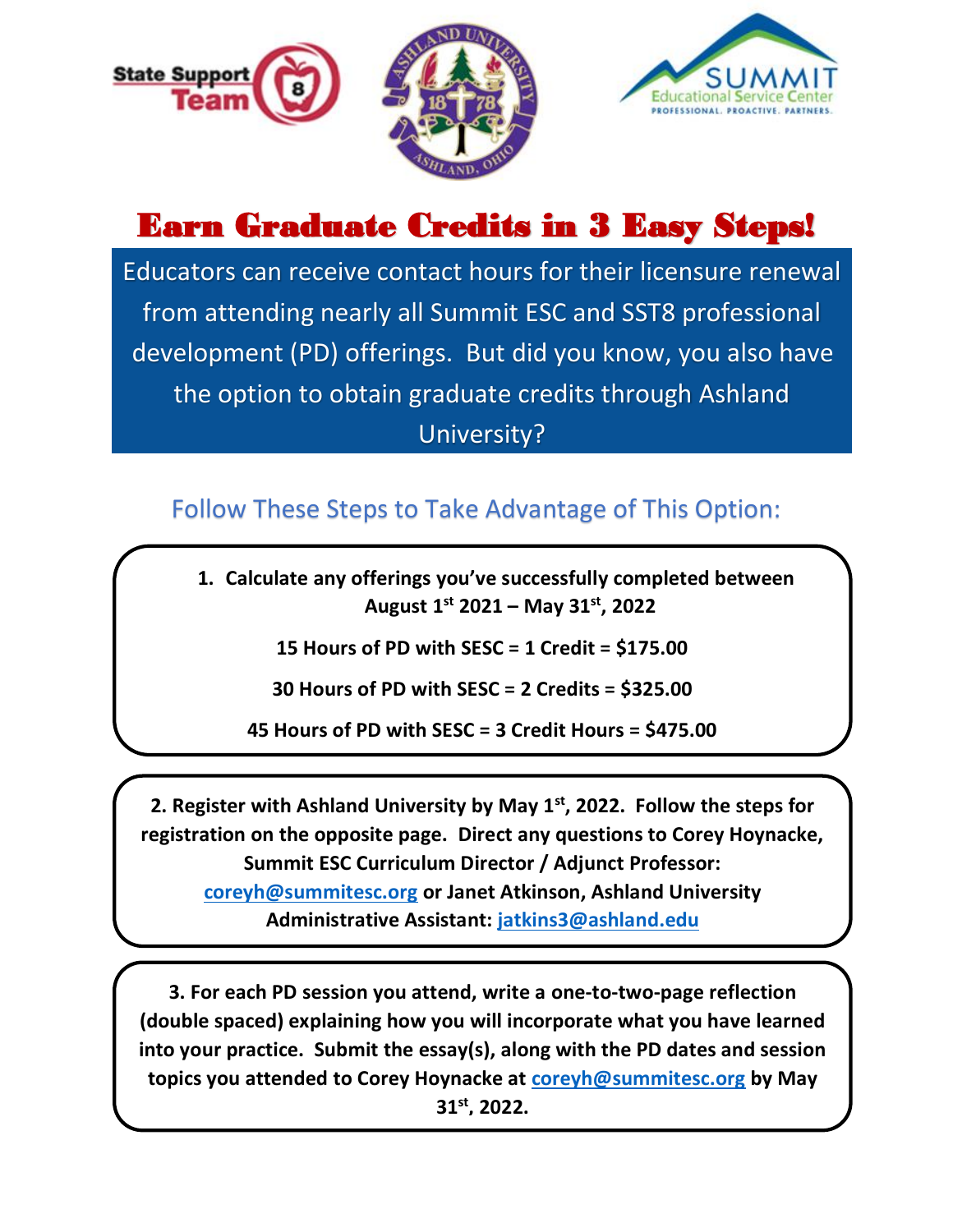# Earn Graduate Credits in 3 Easy Steps!

Educators can receive contact hours for their licensure renewal from attending nearly all Summit ESC and SST8 professional development (PD) offerings. But did you know, you also have the option to obtain graduate credits through Ashland University?

## Follow These Steps to Take Advantage of This Option:

**1. Calculate any offerings you've successfully completed between August 1st 2021 – May 31st, 2022**

**15 Hours of PD with SESC = 1 Credit = $175.00**

**30 Hours of PD with SESC = 2 Credits = $325.00**

**45 Hours of PD with SESC = 3 Credit Hours = $475.00**

**2. Register with Ashland University by May 1st, 2022. Follow the steps for registration on the opposite page. Direct any questions to Corey Hoynacke, Summit ESC Curriculum Director / Adjunct Professor: coreyh@summitesc.org or Janet Atkinson, Ashland University Administrative Assistant: jatkins3@ashland.edu**

**3. For each PD session you attend, write a one-to-two-page reflection (double spaced) explaining how you will incorporate what you have learned into your practice. Submit the essay(s), along with the PD dates and session topics you attended to Corey Hoynacke at coreyh@summitesc.org by May 31st, 2022.**